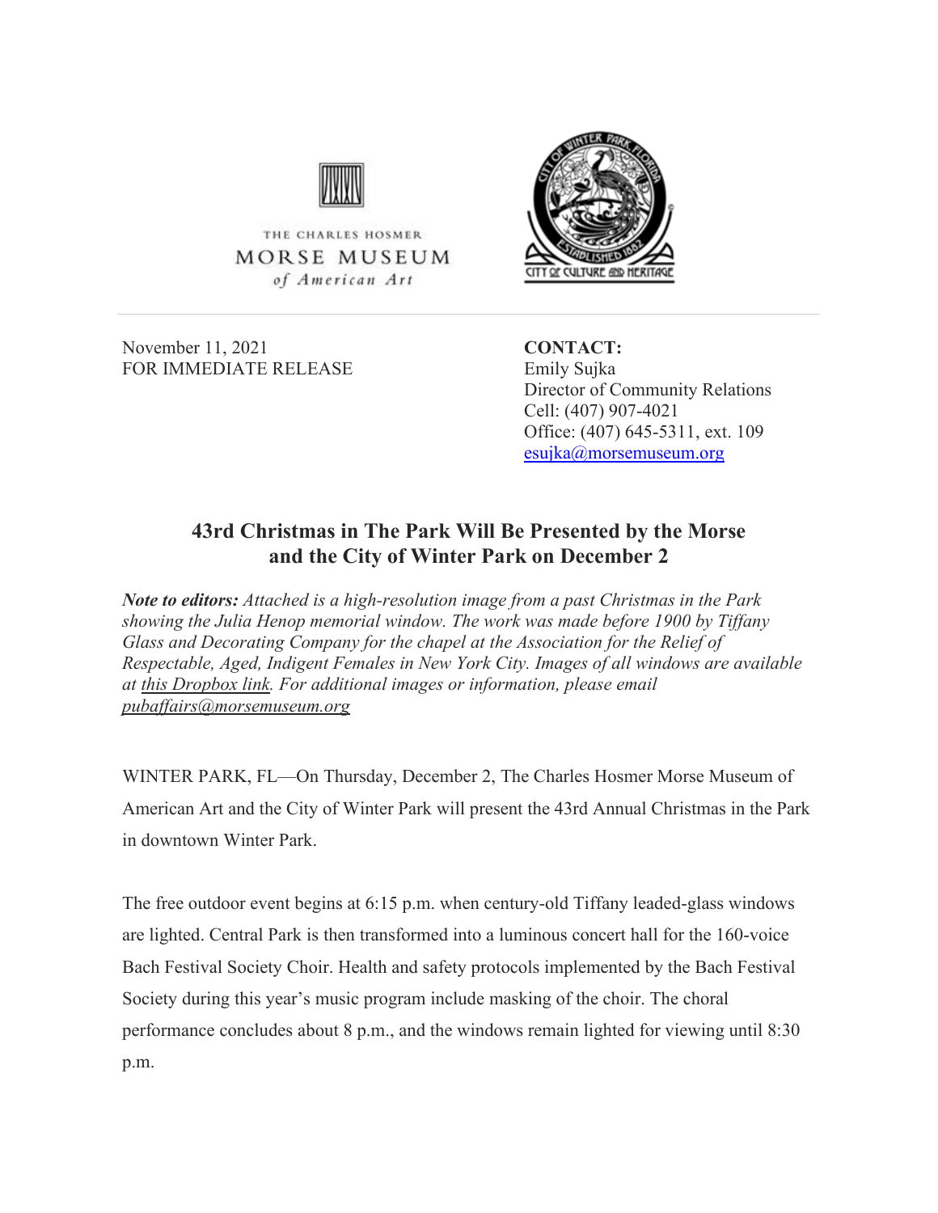THE CHARLES HOSMER
MORSE MUSEUM
*of American Art*

CITY OF WINTER PARK, FLORIDA
ESTABLISHED 1882
CITY OF CULTURE AND HERITAGE

---

November 11, 2021
FOR IMMEDIATE RELEASE

**CONTACT:**
Emily Sujka
Director of Community Relations
Cell: (407) 907-4021
Office: (407) 645-5311, ext. 109
esujka@morsemuseum.org

## 43rd Christmas in The Park Will Be Presented by the Morse and the City of Winter Park on December 2

***Note to editors:*** *Attached is a high-resolution image from a past Christmas in the Park showing the Julia Henop memorial window. The work was made before 1900 by Tiffany Glass and Decorating Company for the chapel at the Association for the Relief of Respectable, Aged, Indigent Females in New York City. Images of all windows are available at this Dropbox link. For additional images or information, please email pubaffairs@morsemuseum.org*

WINTER PARK, FL—On Thursday, December 2, The Charles Hosmer Morse Museum of American Art and the City of Winter Park will present the 43rd Annual Christmas in the Park in downtown Winter Park.

The free outdoor event begins at 6:15 p.m. when century-old Tiffany leaded-glass windows are lighted. Central Park is then transformed into a luminous concert hall for the 160-voice Bach Festival Society Choir. Health and safety protocols implemented by the Bach Festival Society during this year's music program include masking of the choir. The choral performance concludes about 8 p.m., and the windows remain lighted for viewing until 8:30 p.m.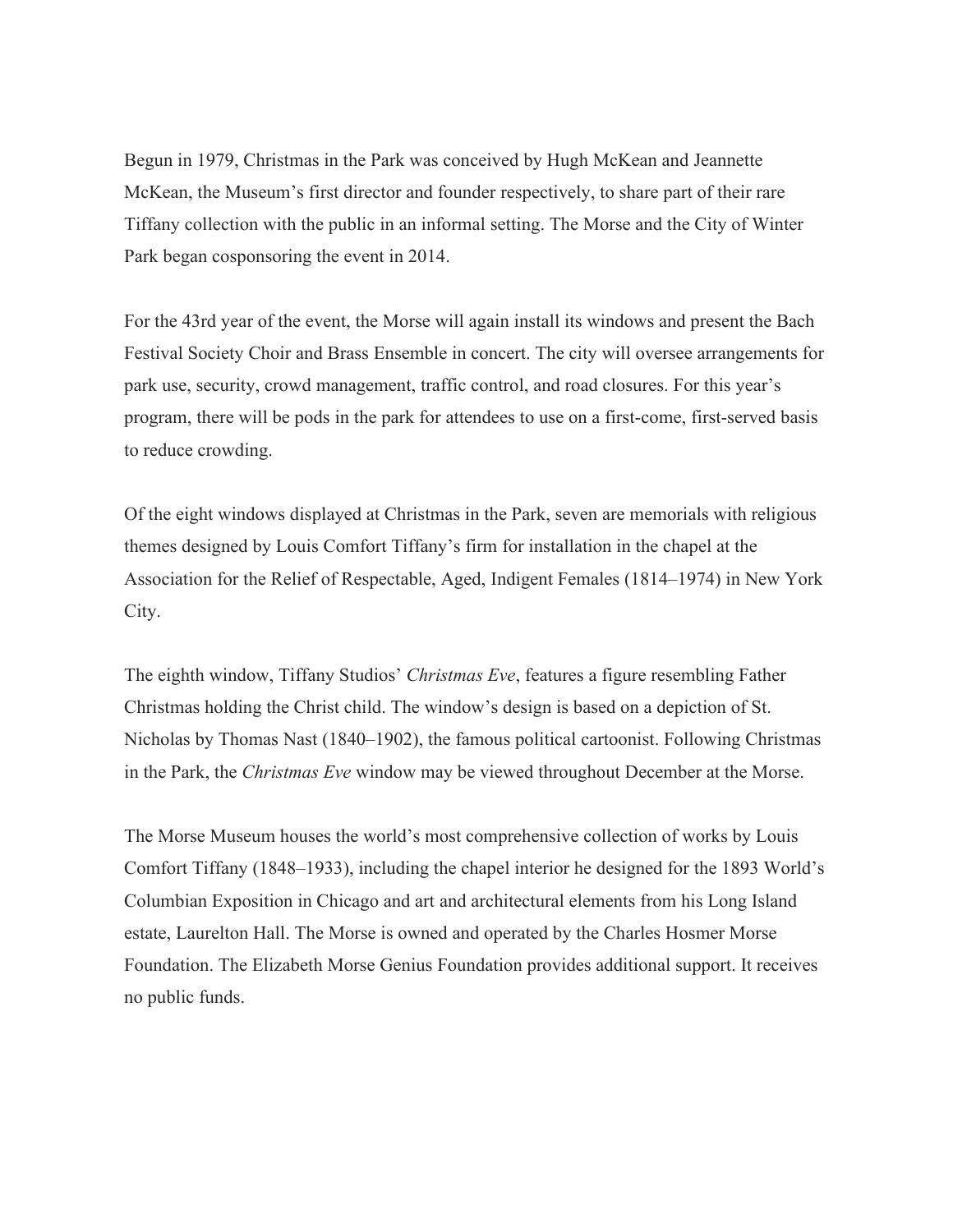Begun in 1979, Christmas in the Park was conceived by Hugh McKean and Jeannette McKean, the Museum's first director and founder respectively, to share part of their rare Tiffany collection with the public in an informal setting. The Morse and the City of Winter Park began cosponsoring the event in 2014.

For the 43rd year of the event, the Morse will again install its windows and present the Bach Festival Society Choir and Brass Ensemble in concert. The city will oversee arrangements for park use, security, crowd management, traffic control, and road closures. For this year's program, there will be pods in the park for attendees to use on a first-come, first-served basis to reduce crowding.

Of the eight windows displayed at Christmas in the Park, seven are memorials with religious themes designed by Louis Comfort Tiffany's firm for installation in the chapel at the Association for the Relief of Respectable, Aged, Indigent Females (1814–1974) in New York City.

The eighth window, Tiffany Studios' *Christmas Eve*, features a figure resembling Father Christmas holding the Christ child. The window's design is based on a depiction of St. Nicholas by Thomas Nast (1840–1902), the famous political cartoonist. Following Christmas in the Park, the *Christmas Eve* window may be viewed throughout December at the Morse.

The Morse Museum houses the world's most comprehensive collection of works by Louis Comfort Tiffany (1848–1933), including the chapel interior he designed for the 1893 World's Columbian Exposition in Chicago and art and architectural elements from his Long Island estate, Laurelton Hall. The Morse is owned and operated by the Charles Hosmer Morse Foundation. The Elizabeth Morse Genius Foundation provides additional support. It receives no public funds.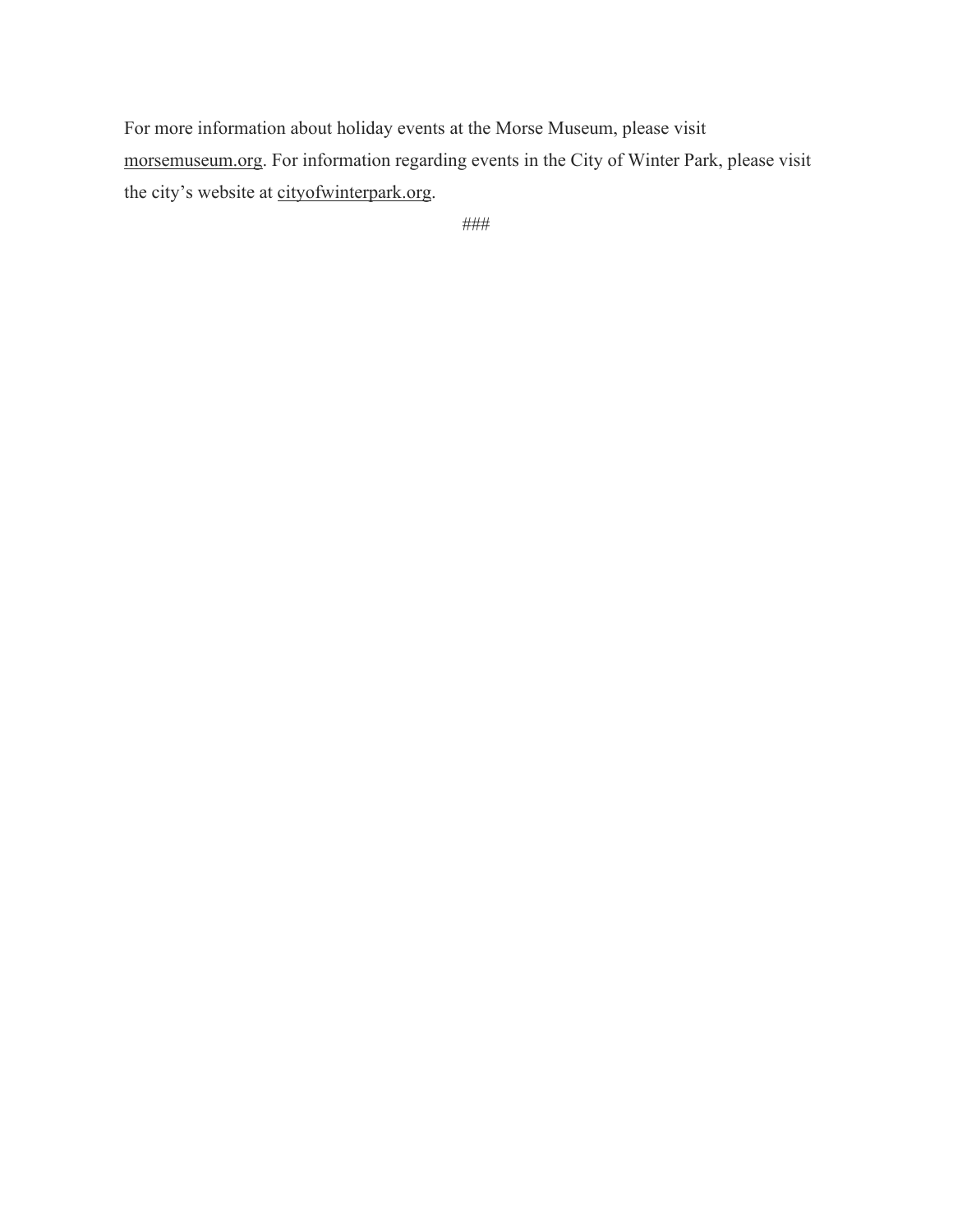For more information about holiday events at the Morse Museum, please visit morsemuseum.org. For information regarding events in the City of Winter Park, please visit the city's website at cityofwinterpark.org.

###